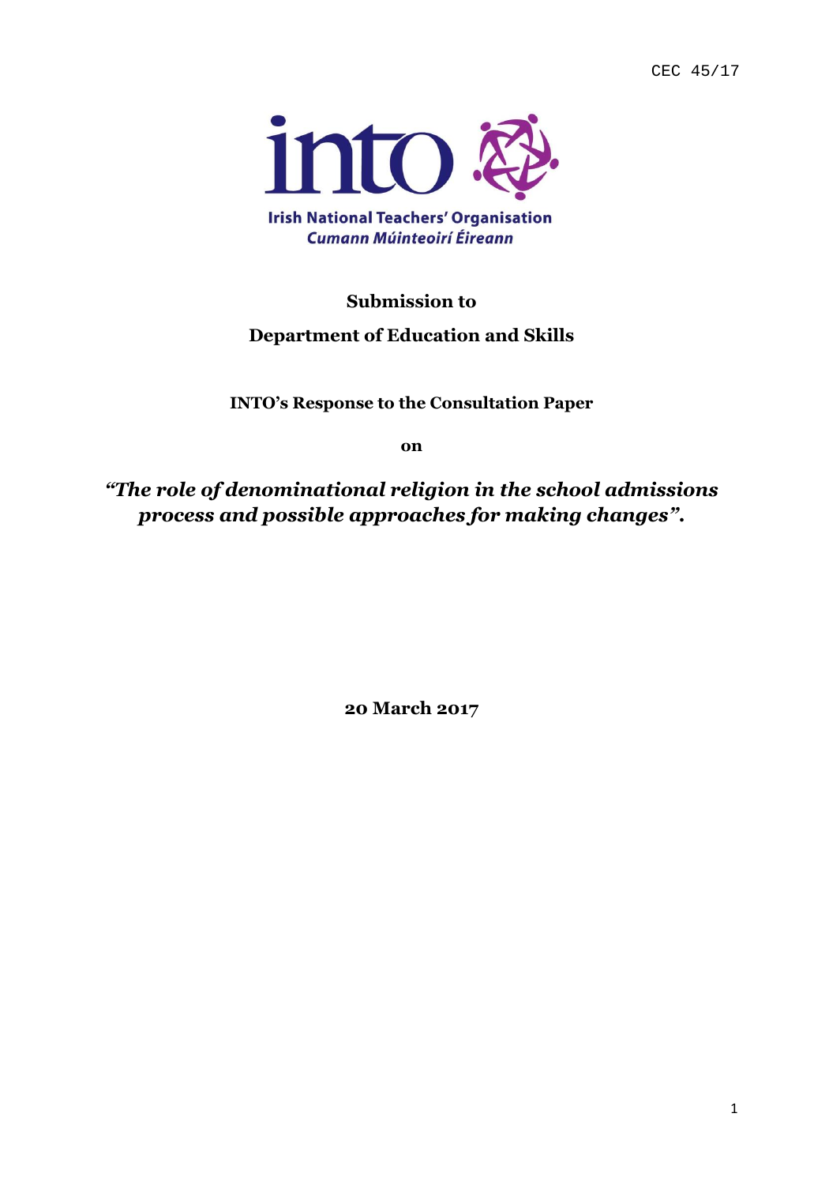CEC 45/17

**Irish National Teachers' Organisation**
***Cumann Múinteoirí Éireann***

**Submission to**

**Department of Education and Skills**

**INTO's Response to the Consultation Paper**

**on**

***"The role of denominational religion in the school admissions process and possible approaches for making changes".***

**20 March 2017**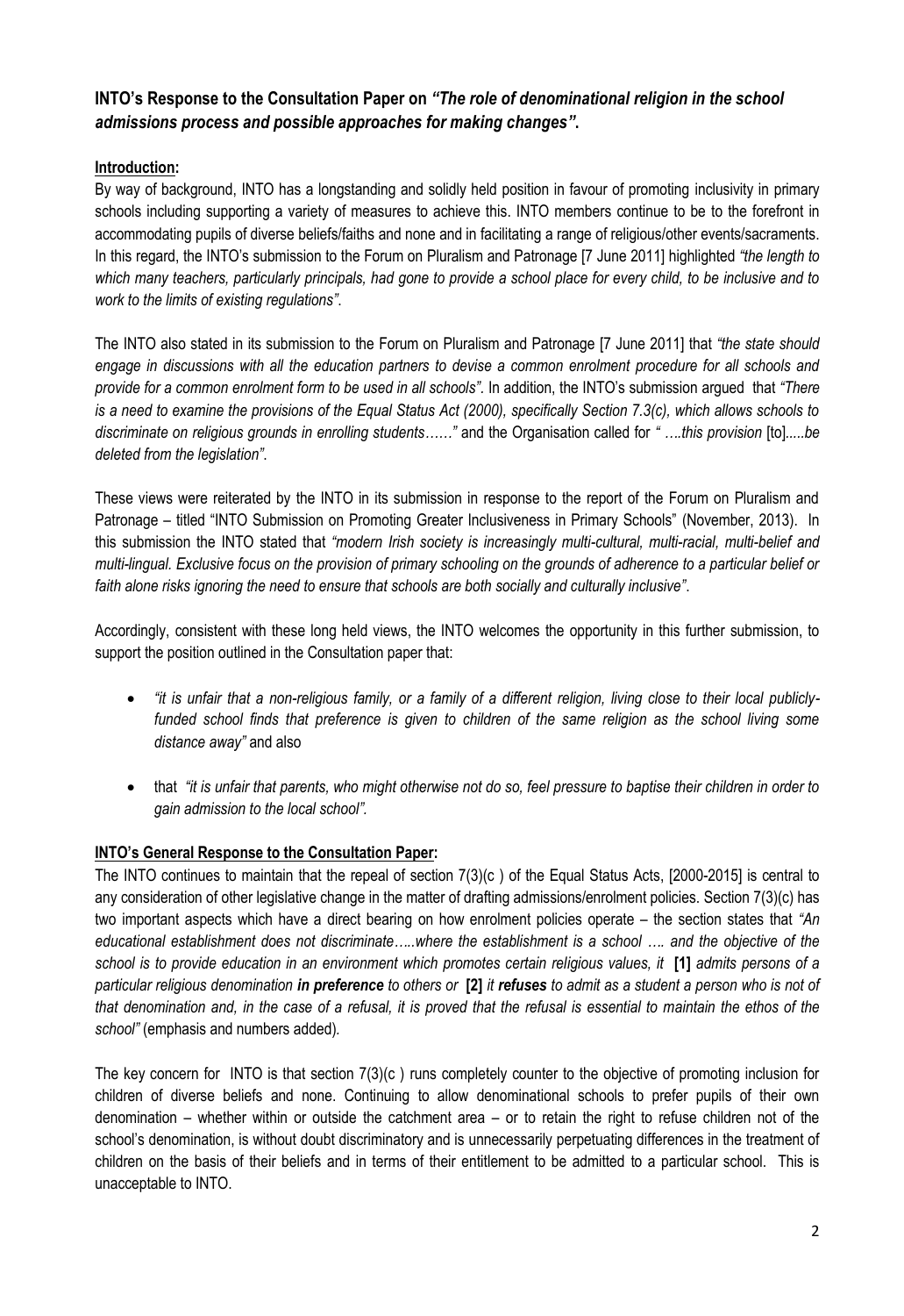## INTO's Response to the Consultation Paper on *"The role of denominational religion in the school admissions process and possible approaches for making changes"*.

**Introduction:**

By way of background, INTO has a longstanding and solidly held position in favour of promoting inclusivity in primary schools including supporting a variety of measures to achieve this. INTO members continue to be to the forefront in accommodating pupils of diverse beliefs/faiths and none and in facilitating a range of religious/other events/sacraments. In this regard, the INTO's submission to the Forum on Pluralism and Patronage [7 June 2011] highlighted *"the length to which many teachers, particularly principals, had gone to provide a school place for every child, to be inclusive and to work to the limits of existing regulations"*.

The INTO also stated in its submission to the Forum on Pluralism and Patronage [7 June 2011] that *"the state should engage in discussions with all the education partners to devise a common enrolment procedure for all schools and provide for a common enrolment form to be used in all schools"*. In addition, the INTO's submission argued that *"There is a need to examine the provisions of the Equal Status Act (2000), specifically Section 7.3(c), which allows schools to discriminate on religious grounds in enrolling students……"* and the Organisation called for *" ….this provision* [to]*.....be deleted from the legislation"*.

These views were reiterated by the INTO in its submission in response to the report of the Forum on Pluralism and Patronage – titled "INTO Submission on Promoting Greater Inclusiveness in Primary Schools" (November, 2013). In this submission the INTO stated that *"modern Irish society is increasingly multi-cultural, multi-racial, multi-belief and multi-lingual. Exclusive focus on the provision of primary schooling on the grounds of adherence to a particular belief or faith alone risks ignoring the need to ensure that schools are both socially and culturally inclusive"*.

Accordingly, consistent with these long held views, the INTO welcomes the opportunity in this further submission, to support the position outlined in the Consultation paper that:

- *"it is unfair that a non-religious family, or a family of a different religion, living close to their local publicly-funded school finds that preference is given to children of the same religion as the school living some distance away"* and also
- that *"it is unfair that parents, who might otherwise not do so, feel pressure to baptise their children in order to gain admission to the local school".*

**INTO's General Response to the Consultation Paper:**

The INTO continues to maintain that the repeal of section 7(3)(c ) of the Equal Status Acts, [2000-2015] is central to any consideration of other legislative change in the matter of drafting admissions/enrolment policies. Section 7(3)(c) has two important aspects which have a direct bearing on how enrolment policies operate – the section states that *"An educational establishment does not discriminate…..where the establishment is a school …. and the objective of the school is to provide education in an environment which promotes certain religious values, it* **[1]** *admits persons of a particular religious denomination* ***in preference*** *to others or* **[2]** *it* ***refuses*** *to admit as a student a person who is not of that denomination and, in the case of a refusal, it is proved that the refusal is essential to maintain the ethos of the school"* (emphasis and numbers added).

The key concern for INTO is that section 7(3)(c ) runs completely counter to the objective of promoting inclusion for children of diverse beliefs and none. Continuing to allow denominational schools to prefer pupils of their own denomination – whether within or outside the catchment area – or to retain the right to refuse children not of the school's denomination, is without doubt discriminatory and is unnecessarily perpetuating differences in the treatment of children on the basis of their beliefs and in terms of their entitlement to be admitted to a particular school. This is unacceptable to INTO.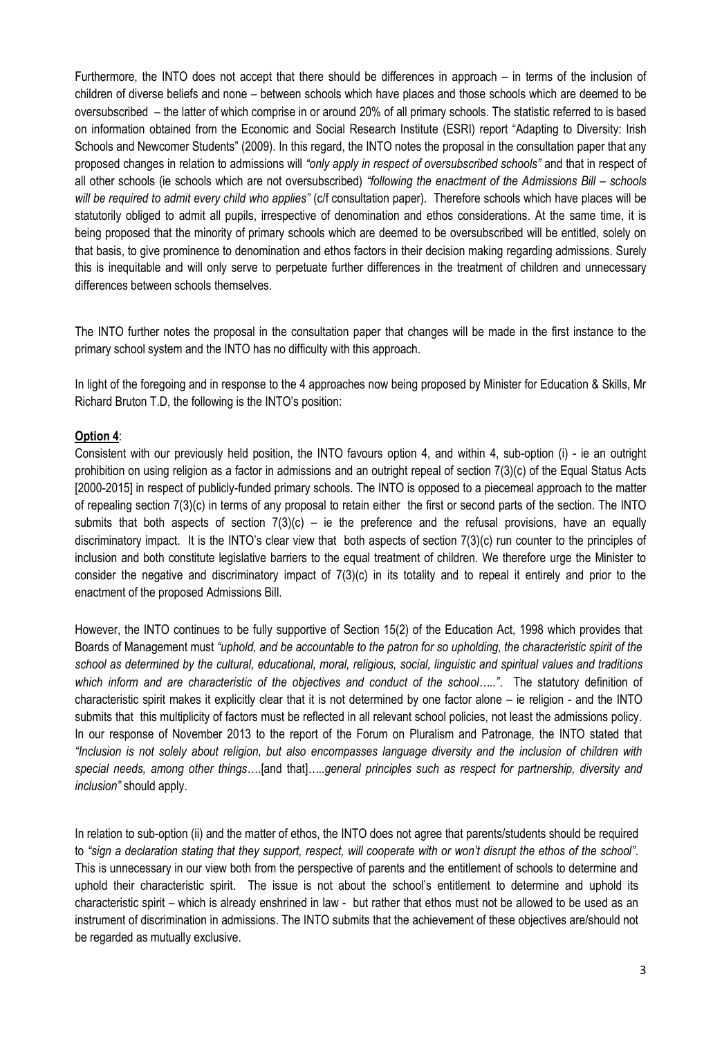Furthermore, the INTO does not accept that there should be differences in approach – in terms of the inclusion of children of diverse beliefs and none – between schools which have places and those schools which are deemed to be oversubscribed – the latter of which comprise in or around 20% of all primary schools. The statistic referred to is based on information obtained from the Economic and Social Research Institute (ESRI) report "Adapting to Diversity: Irish Schools and Newcomer Students" (2009). In this regard, the INTO notes the proposal in the consultation paper that any proposed changes in relation to admissions will *"only apply in respect of oversubscribed schools"* and that in respect of all other schools (ie schools which are not oversubscribed) *"following the enactment of the Admissions Bill – schools will be required to admit every child who applies"* (c/f consultation paper). Therefore schools which have places will be statutorily obliged to admit all pupils, irrespective of denomination and ethos considerations. At the same time, it is being proposed that the minority of primary schools which are deemed to be oversubscribed will be entitled, solely on that basis, to give prominence to denomination and ethos factors in their decision making regarding admissions. Surely this is inequitable and will only serve to perpetuate further differences in the treatment of children and unnecessary differences between schools themselves.

The INTO further notes the proposal in the consultation paper that changes will be made in the first instance to the primary school system and the INTO has no difficulty with this approach.

In light of the foregoing and in response to the 4 approaches now being proposed by Minister for Education & Skills, Mr Richard Bruton T.D, the following is the INTO's position:

**Option 4**:

Consistent with our previously held position, the INTO favours option 4, and within 4, sub-option (i) - ie an outright prohibition on using religion as a factor in admissions and an outright repeal of section 7(3)(c) of the Equal Status Acts [2000-2015] in respect of publicly-funded primary schools. The INTO is opposed to a piecemeal approach to the matter of repealing section 7(3)(c) in terms of any proposal to retain either the first or second parts of the section. The INTO submits that both aspects of section 7(3)(c) – ie the preference and the refusal provisions, have an equally discriminatory impact. It is the INTO's clear view that both aspects of section 7(3)(c) run counter to the principles of inclusion and both constitute legislative barriers to the equal treatment of children. We therefore urge the Minister to consider the negative and discriminatory impact of 7(3)(c) in its totality and to repeal it entirely and prior to the enactment of the proposed Admissions Bill.

However, the INTO continues to be fully supportive of Section 15(2) of the Education Act, 1998 which provides that Boards of Management must *"uphold, and be accountable to the patron for so upholding, the characteristic spirit of the school as determined by the cultural, educational, moral, religious, social, linguistic and spiritual values and traditions which inform and are characteristic of the objectives and conduct of the school….."*. The statutory definition of characteristic spirit makes it explicitly clear that it is not determined by one factor alone – ie religion - and the INTO submits that this multiplicity of factors must be reflected in all relevant school policies, not least the admissions policy. In our response of November 2013 to the report of the Forum on Pluralism and Patronage, the INTO stated that *"Inclusion is not solely about religion, but also encompasses language diversity and the inclusion of children with special needs, among other things*….[and that]*…..general principles such as respect for partnership, diversity and inclusion"* should apply.

In relation to sub-option (ii) and the matter of ethos, the INTO does not agree that parents/students should be required to *"sign a declaration stating that they support, respect, will cooperate with or won't disrupt the ethos of the school"*. This is unnecessary in our view both from the perspective of parents and the entitlement of schools to determine and uphold their characteristic spirit. The issue is not about the school's entitlement to determine and uphold its characteristic spirit – which is already enshrined in law - but rather that ethos must not be allowed to be used as an instrument of discrimination in admissions. The INTO submits that the achievement of these objectives are/should not be regarded as mutually exclusive.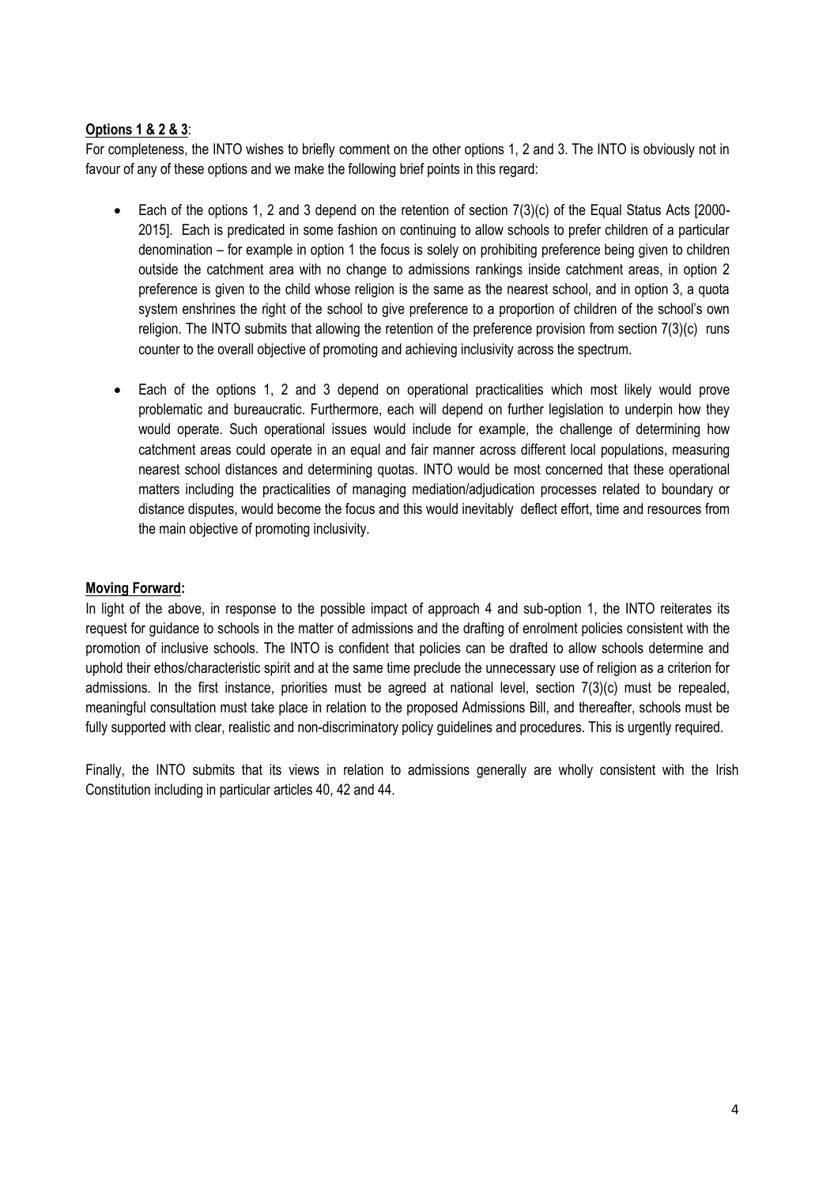**Options 1 & 2 & 3**:

For completeness, the INTO wishes to briefly comment on the other options 1, 2 and 3. The INTO is obviously not in favour of any of these options and we make the following brief points in this regard:

- Each of the options 1, 2 and 3 depend on the retention of section 7(3)(c) of the Equal Status Acts [2000-2015]. Each is predicated in some fashion on continuing to allow schools to prefer children of a particular denomination – for example in option 1 the focus is solely on prohibiting preference being given to children outside the catchment area with no change to admissions rankings inside catchment areas, in option 2 preference is given to the child whose religion is the same as the nearest school, and in option 3, a quota system enshrines the right of the school to give preference to a proportion of children of the school's own religion. The INTO submits that allowing the retention of the preference provision from section 7(3)(c) runs counter to the overall objective of promoting and achieving inclusivity across the spectrum.

- Each of the options 1, 2 and 3 depend on operational practicalities which most likely would prove problematic and bureaucratic. Furthermore, each will depend on further legislation to underpin how they would operate. Such operational issues would include for example, the challenge of determining how catchment areas could operate in an equal and fair manner across different local populations, measuring nearest school distances and determining quotas. INTO would be most concerned that these operational matters including the practicalities of managing mediation/adjudication processes related to boundary or distance disputes, would become the focus and this would inevitably deflect effort, time and resources from the main objective of promoting inclusivity.

**Moving Forward:**

In light of the above, in response to the possible impact of approach 4 and sub-option 1, the INTO reiterates its request for guidance to schools in the matter of admissions and the drafting of enrolment policies consistent with the promotion of inclusive schools. The INTO is confident that policies can be drafted to allow schools determine and uphold their ethos/characteristic spirit and at the same time preclude the unnecessary use of religion as a criterion for admissions. In the first instance, priorities must be agreed at national level, section 7(3)(c) must be repealed, meaningful consultation must take place in relation to the proposed Admissions Bill, and thereafter, schools must be fully supported with clear, realistic and non-discriminatory policy guidelines and procedures. This is urgently required.

Finally, the INTO submits that its views in relation to admissions generally are wholly consistent with the Irish Constitution including in particular articles 40, 42 and 44.